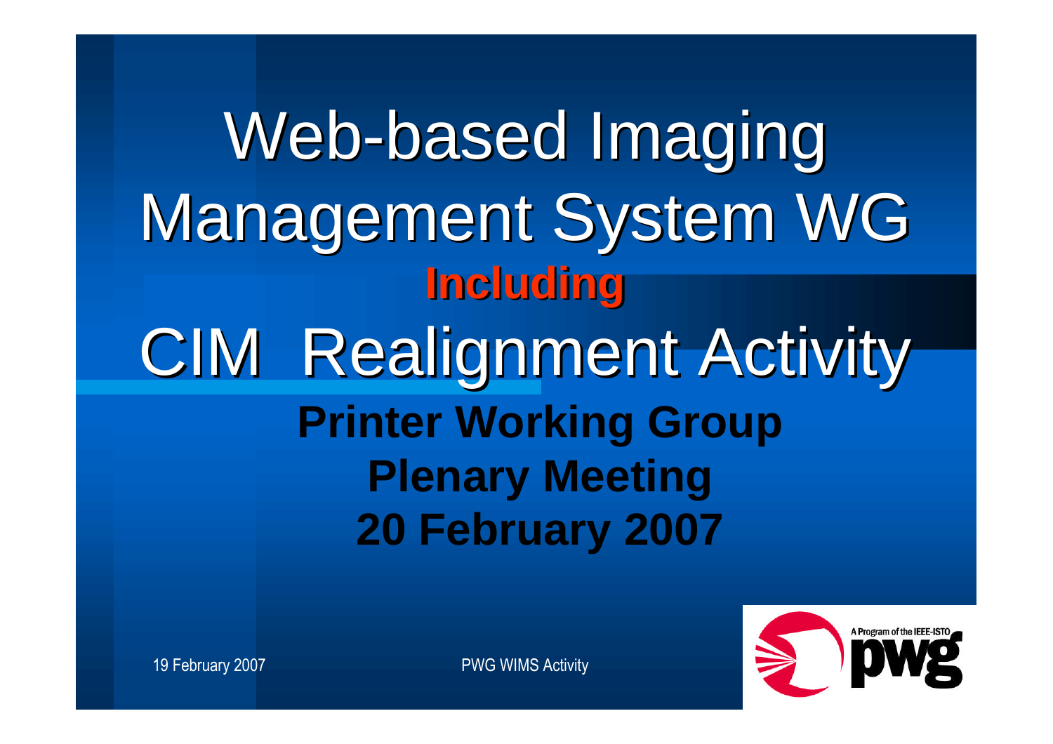# Web-based Imaging Management System WG

**Including**

# CIM Realignment Activity

**Printer Working Group**

**Plenary Meeting**

**20 February 2007**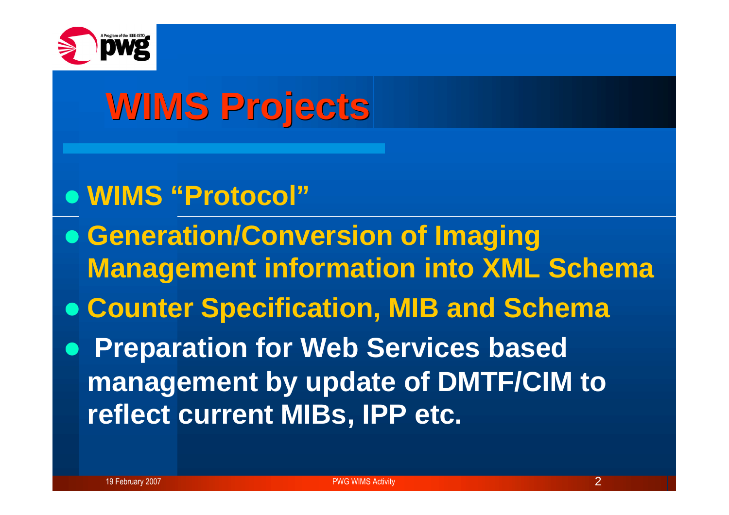# WIMS Projects

- WIMS "Protocol"
- Generation/Conversion of Imaging Management information into XML Schema
- Counter Specification, MIB and Schema
- Preparation for Web Services based management by update of DMTF/CIM to reflect current MIBs, IPP etc.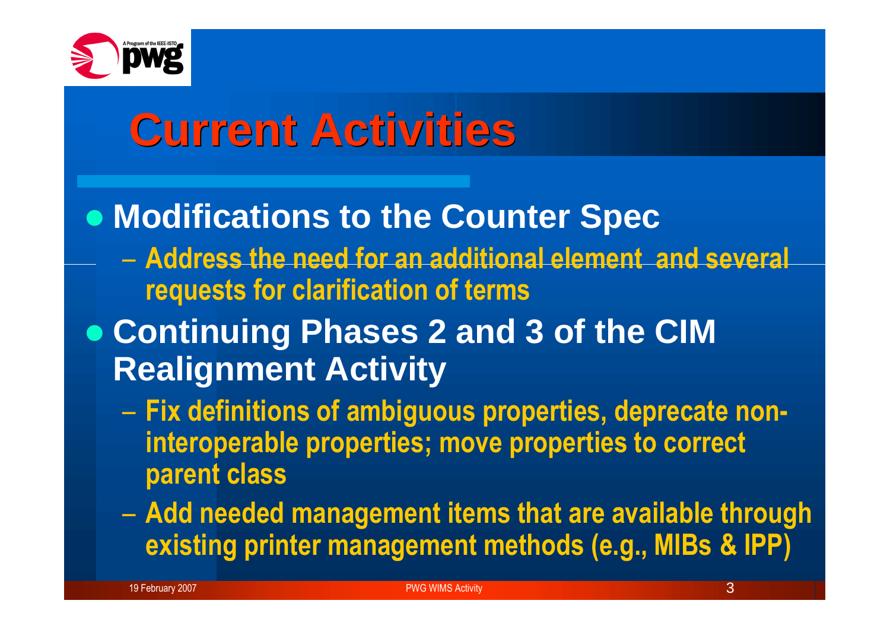# Current Activities

- **Modifications to the Counter Spec**
  - **Address the need for an additional element and several requests for clarification of terms**
- **Continuing Phases 2 and 3 of the CIM Realignment Activity**
  - **Fix definitions of ambiguous properties, deprecate non-interoperable properties; move properties to correct parent class**
  - **Add needed management items that are available through existing printer management methods (e.g., MIBs & IPP)**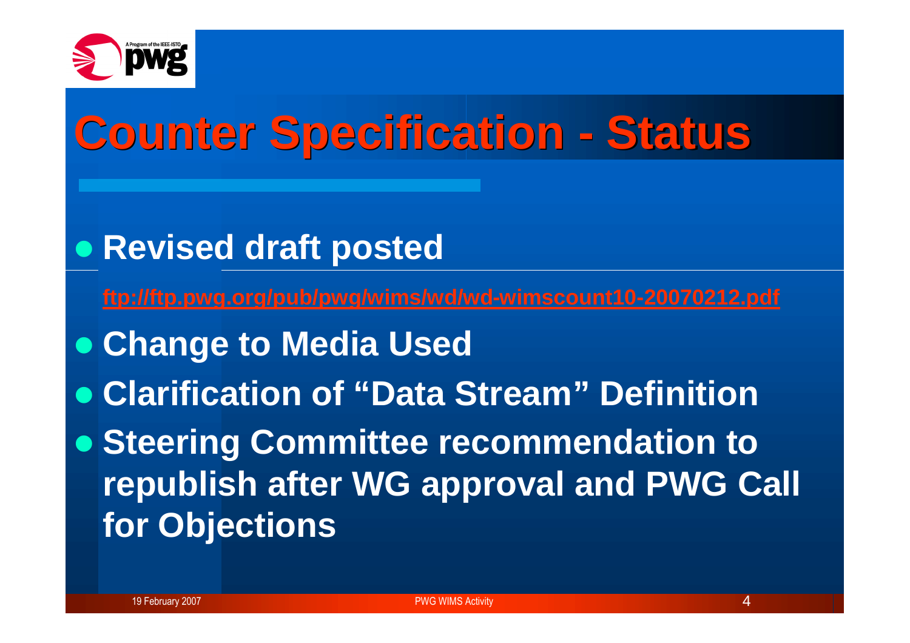# Counter Specification - Status

- **Revised draft posted**

  ftp://ftp.pwg.org/pub/pwg/wims/wd/wd-wimscount10-20070212.pdf

- **Change to Media Used**
- **Clarification of "Data Stream" Definition**
- **Steering Committee recommendation to republish after WG approval and PWG Call for Objections**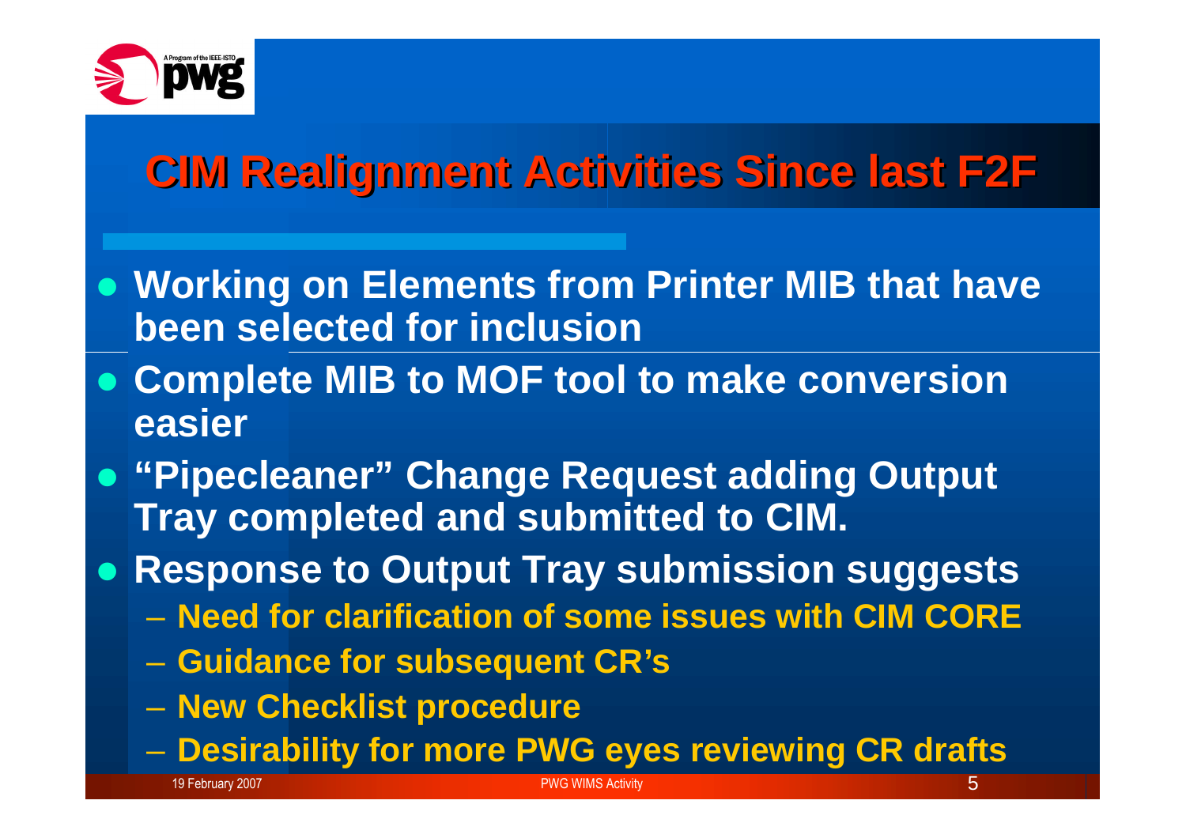# CIM Realignment Activities Since last F2F

- Working on Elements from Printer MIB that have been selected for inclusion
- Complete MIB to MOF tool to make conversion easier
- "Pipecleaner" Change Request adding Output Tray completed and submitted to CIM.
- Response to Output Tray submission suggests
  - Need for clarification of some issues with CIM CORE
  - Guidance for subsequent CR's
  - New Checklist procedure
  - Desirability for more PWG eyes reviewing CR drafts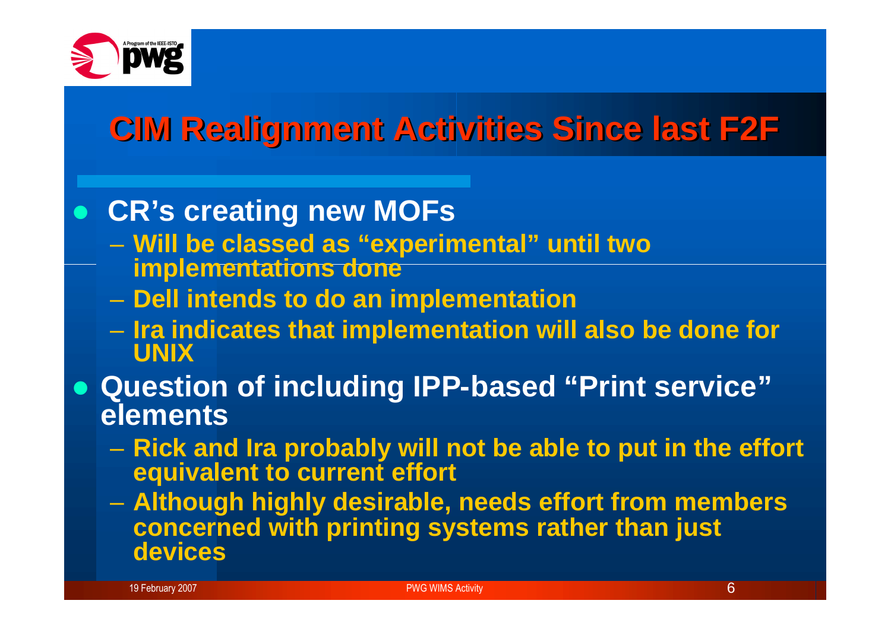# CIM Realignment Activities Since last F2F

- CR's creating new MOFs
  - Will be classed as "experimental" until two implementations done
  - Dell intends to do an implementation
  - Ira indicates that implementation will also be done for UNIX
- Question of including IPP-based "Print service" elements
  - Rick and Ira probably will not be able to put in the effort equivalent to current effort
  - Although highly desirable, needs effort from members concerned with printing systems rather than just devices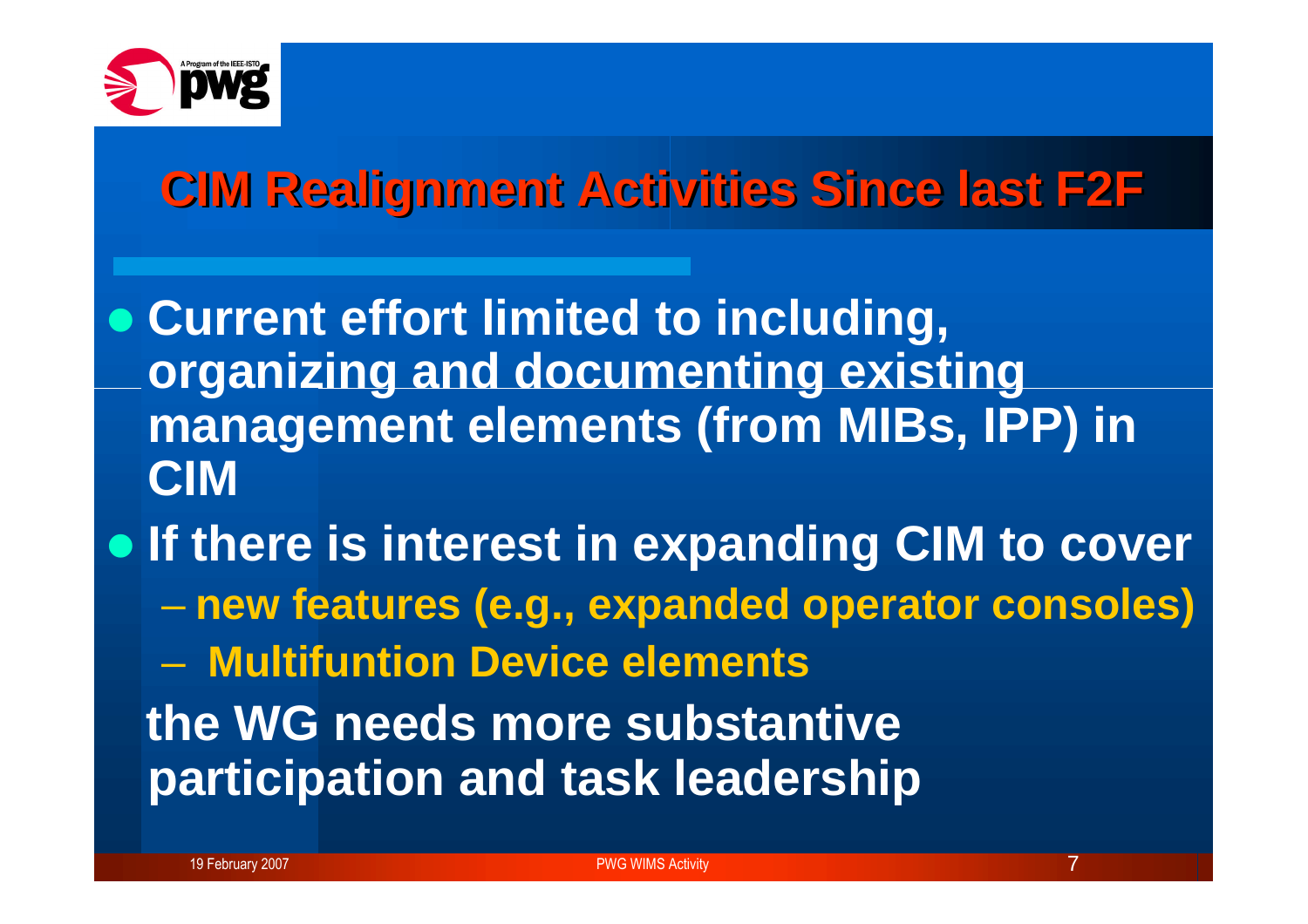# CIM Realignment Activities Since last F2F

- Current effort limited to including, organizing and documenting existing management elements (from MIBs, IPP) in CIM
- If there is interest in expanding CIM to cover
  - new features (e.g., expanded operator consoles)
  - Multifuntion Device elements

  the WG needs more substantive participation and task leadership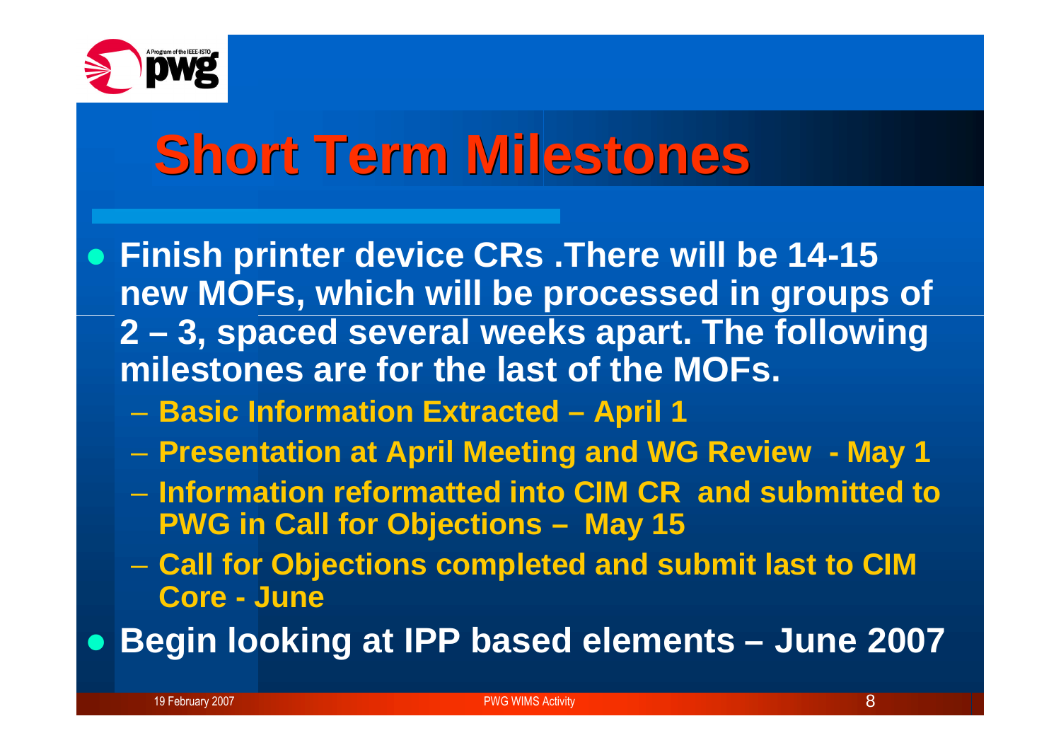# Short Term Milestones

- Finish printer device CRs .There will be 14-15 new MOFs, which will be processed in groups of 2 – 3, spaced several weeks apart. The following milestones are for the last of the MOFs.
  - Basic Information Extracted – April 1
  - Presentation at April Meeting and WG Review - May 1
  - Information reformatted into CIM CR and submitted to PWG in Call for Objections – May 15
  - Call for Objections completed and submit last to CIM Core - June
- Begin looking at IPP based elements – June 2007